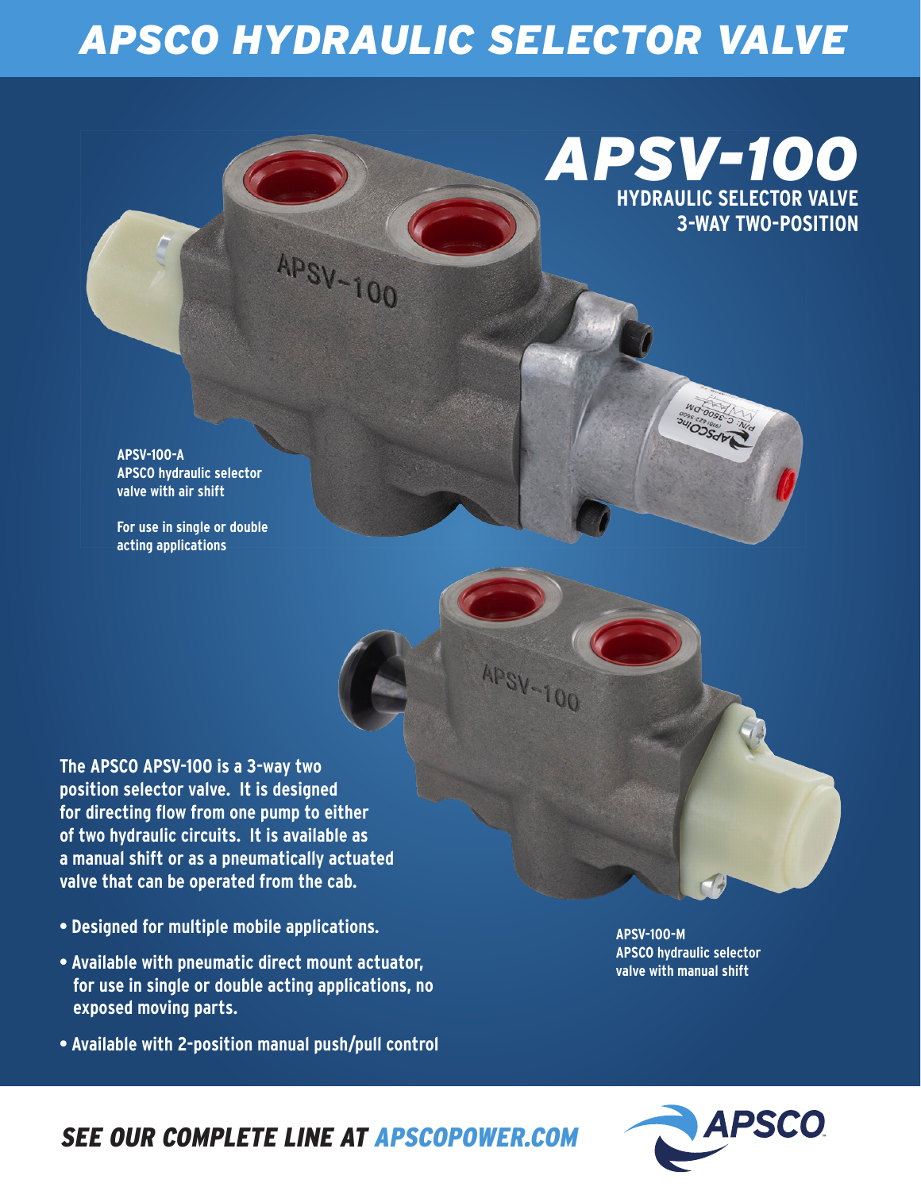# APSCO HYDRAULIC SELECTOR VALVE

## APSV-100

**HYDRAULIC SELECTOR VALVE**
**3-WAY TWO-POSITION**

**APSV-100-A**
**APSCO hydraulic selector valve with air shift**

**For use in single or double acting applications**

**The APSCO APSV-100 is a 3-way two position selector valve. It is designed for directing flow from one pump to either of two hydraulic circuits. It is available as a manual shift or as a pneumatically actuated valve that can be operated from the cab.**

- **Designed for multiple mobile applications.**
- **Available with pneumatic direct mount actuator, for use in single or double acting applications, no exposed moving parts.**
- **Available with 2-position manual push/pull control**

**APSV-100-M**
**APSCO hydraulic selector valve with manual shift**

***SEE OUR COMPLETE LINE AT APSCOPOWER.COM***

APSCO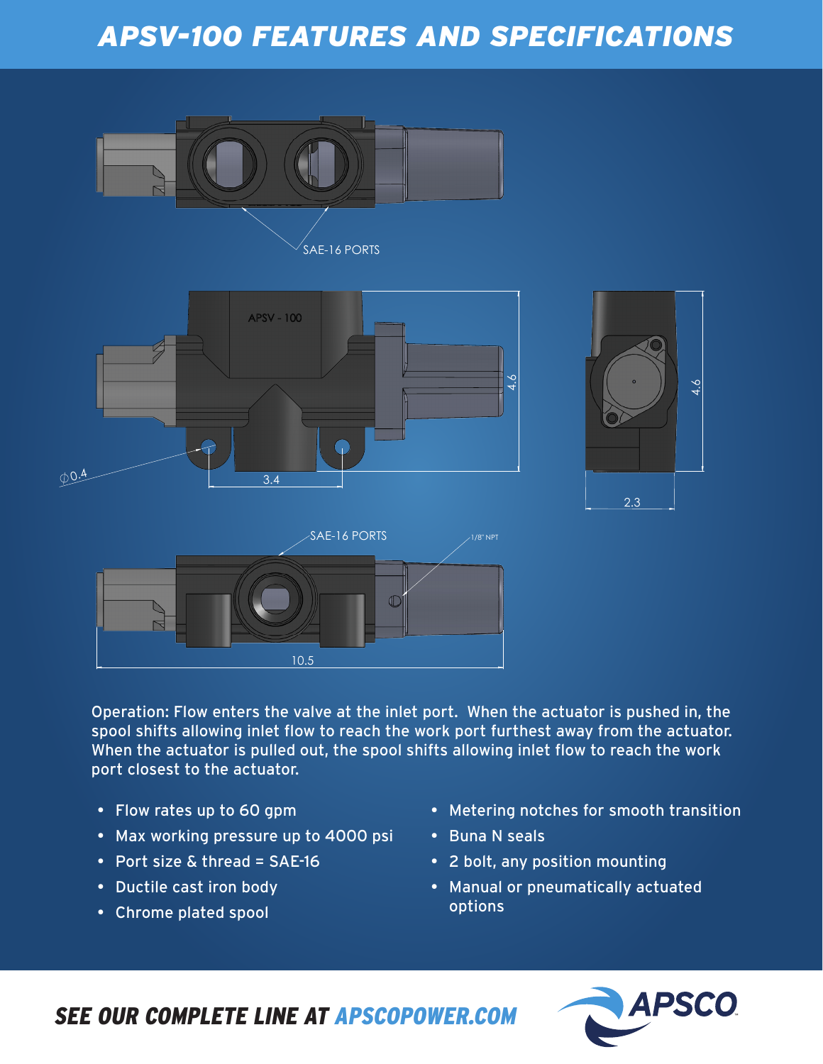# APSV-100 FEATURES AND SPECIFICATIONS

SAE-16 PORTS

APSV - 100

4.6

4.6

⌀0.4

3.4

2.3

SAE-16 PORTS

1/8" NPT

10.5

Operation: Flow enters the valve at the inlet port. When the actuator is pushed in, the spool shifts allowing inlet flow to reach the work port furthest away from the actuator. When the actuator is pulled out, the spool shifts allowing inlet flow to reach the work port closest to the actuator.

- Flow rates up to 60 gpm
- Max working pressure up to 4000 psi
- Port size & thread = SAE-16
- Ductile cast iron body
- Chrome plated spool
- Metering notches for smooth transition
- Buna N seals
- 2 bolt, any position mounting
- Manual or pneumatically actuated options

***SEE OUR COMPLETE LINE AT APSCOPOWER.COM***

APSCO